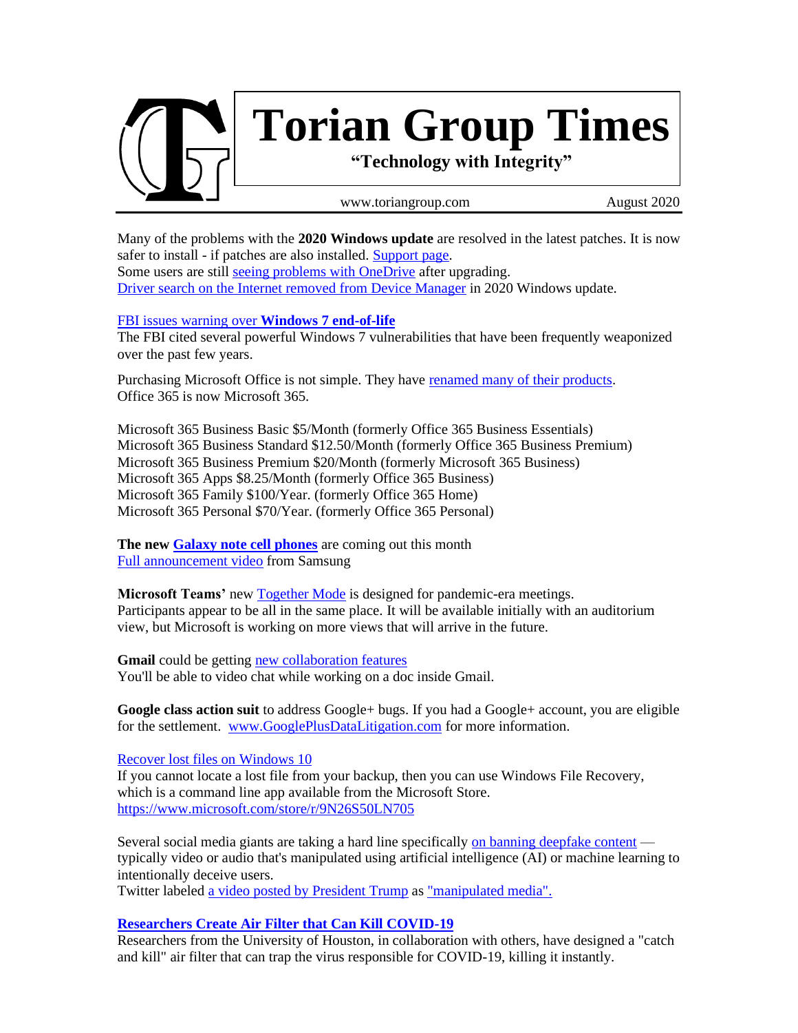# Torian Group Times

**"Technology with Integrity"**

www.toriangroup.com August 2020

Many of the problems with the **2020 Windows update** are resolved in the latest patches. It is now safer to install - if patches are also installed. Support page.
Some users are still seeing problems with OneDrive after upgrading.
Driver search on the Internet removed from Device Manager in 2020 Windows update.

FBI issues warning over **Windows 7 end-of-life**
The FBI cited several powerful Windows 7 vulnerabilities that have been frequently weaponized over the past few years.

Purchasing Microsoft Office is not simple. They have renamed many of their products.
Office 365 is now Microsoft 365.

Microsoft 365 Business Basic $5/Month (formerly Office 365 Business Essentials)
Microsoft 365 Business Standard $12.50/Month (formerly Office 365 Business Premium)
Microsoft 365 Business Premium $20/Month (formerly Microsoft 365 Business)
Microsoft 365 Apps $8.25/Month (formerly Office 365 Business)
Microsoft 365 Family $100/Year. (formerly Office 365 Home)
Microsoft 365 Personal $70/Year. (formerly Office 365 Personal)

**The new Galaxy note cell phones** are coming out this month
Full announcement video from Samsung

**Microsoft Teams'** new Together Mode is designed for pandemic-era meetings.
Participants appear to be all in the same place. It will be available initially with an auditorium view, but Microsoft is working on more views that will arrive in the future.

**Gmail** could be getting new collaboration features
You'll be able to video chat while working on a doc inside Gmail.

**Google class action suit** to address Google+ bugs. If you had a Google+ account, you are eligible for the settlement. www.GooglePlusDataLitigation.com for more information.

Recover lost files on Windows 10
If you cannot locate a lost file from your backup, then you can use Windows File Recovery, which is a command line app available from the Microsoft Store.
https://www.microsoft.com/store/r/9N26S50LN705

Several social media giants are taking a hard line specifically on banning deepfake content — typically video or audio that's manipulated using artificial intelligence (AI) or machine learning to intentionally deceive users.
Twitter labeled a video posted by President Trump as "manipulated media".

**Researchers Create Air Filter that Can Kill COVID-19**
Researchers from the University of Houston, in collaboration with others, have designed a "catch and kill" air filter that can trap the virus responsible for COVID-19, killing it instantly.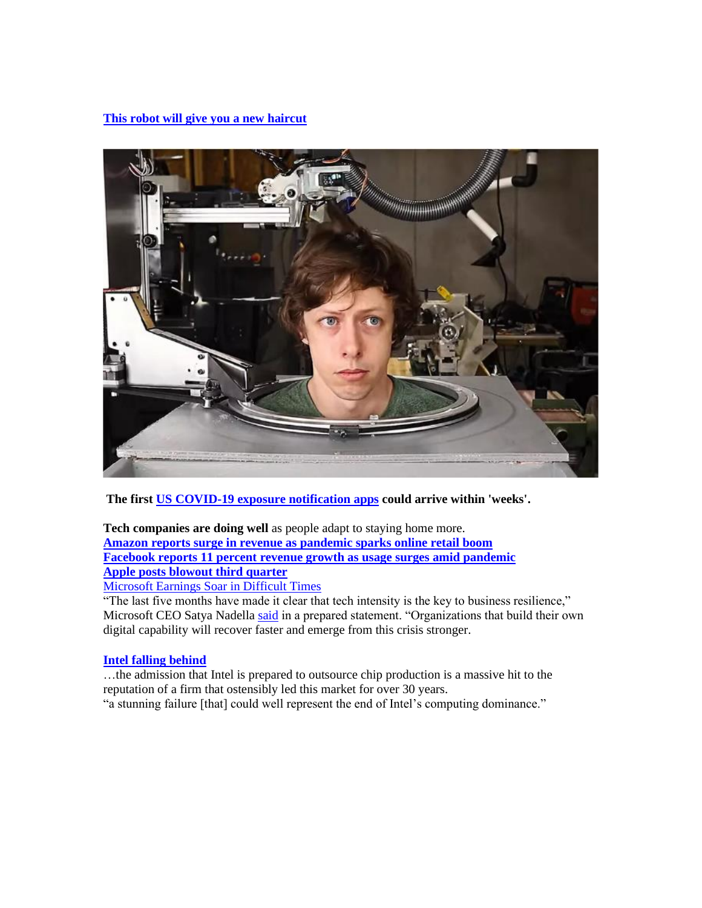[**This robot will give you a new haircut**]

**The first [US COVID-19 exposure notification apps] could arrive within 'weeks'.**

**Tech companies are doing well** as people adapt to staying home more.
**[Amazon reports surge in revenue as pandemic sparks online retail boom]**
**[Facebook reports 11 percent revenue growth as usage surges amid pandemic]**
**[Apple posts blowout third quarter]**
[Microsoft Earnings Soar in Difficult Times]
"The last five months have made it clear that tech intensity is the key to business resilience," Microsoft CEO Satya Nadella [said] in a prepared statement. "Organizations that build their own digital capability will recover faster and emerge from this crisis stronger.

**[Intel falling behind]**
…the admission that Intel is prepared to outsource chip production is a massive hit to the reputation of a firm that ostensibly led this market for over 30 years.
"a stunning failure [that] could well represent the end of Intel's computing dominance."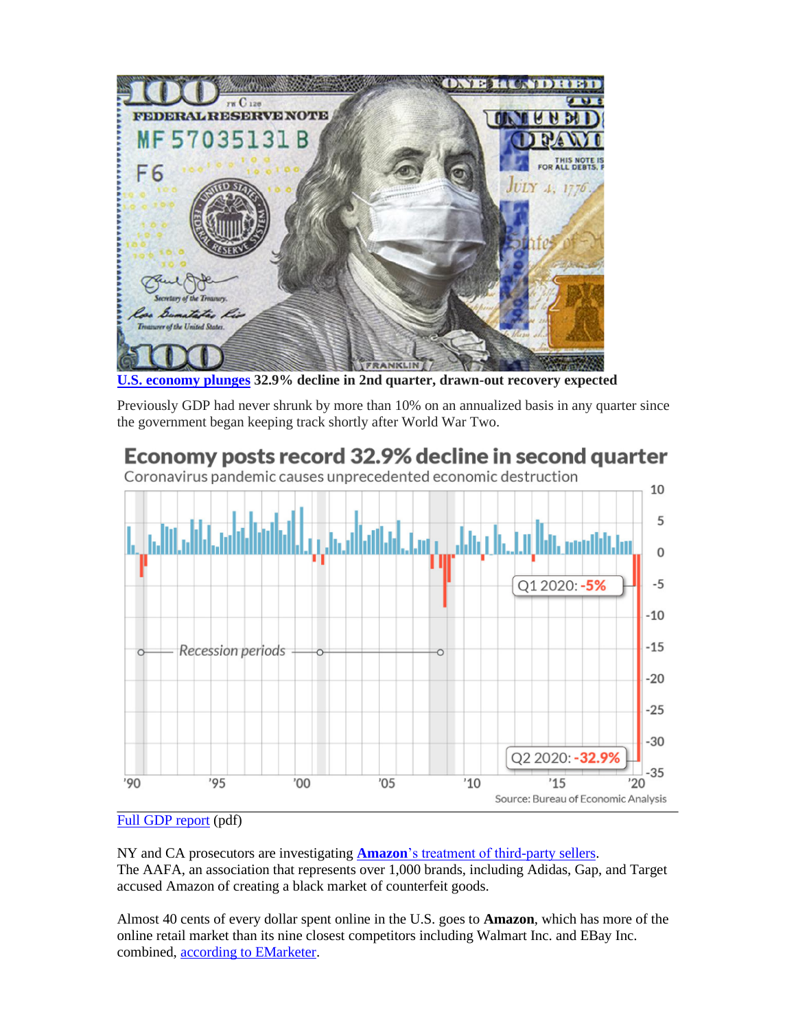[U.S. economy plunges](#) **32.9% decline in 2nd quarter, drawn-out recovery expected**

Previously GDP had never shrunk by more than 10% on an annualized basis in any quarter since the government began keeping track shortly after World War Two.

## Economy posts record 32.9% decline in second quarter

Coronavirus pandemic causes unprecedented economic destruction

Q1 2020: -5%

Q2 2020: -32.9%

Recession periods

Source: Bureau of Economic Analysis

[Full GDP report](#) (pdf)

NY and CA prosecutors are investigating [**Amazon**'s treatment of third-party sellers](#).
The AAFA, an association that represents over 1,000 brands, including Adidas, Gap, and Target accused Amazon of creating a black market of counterfeit goods.

Almost 40 cents of every dollar spent online in the U.S. goes to **Amazon**, which has more of the online retail market than its nine closest competitors including Walmart Inc. and EBay Inc. combined, [according to EMarketer](#).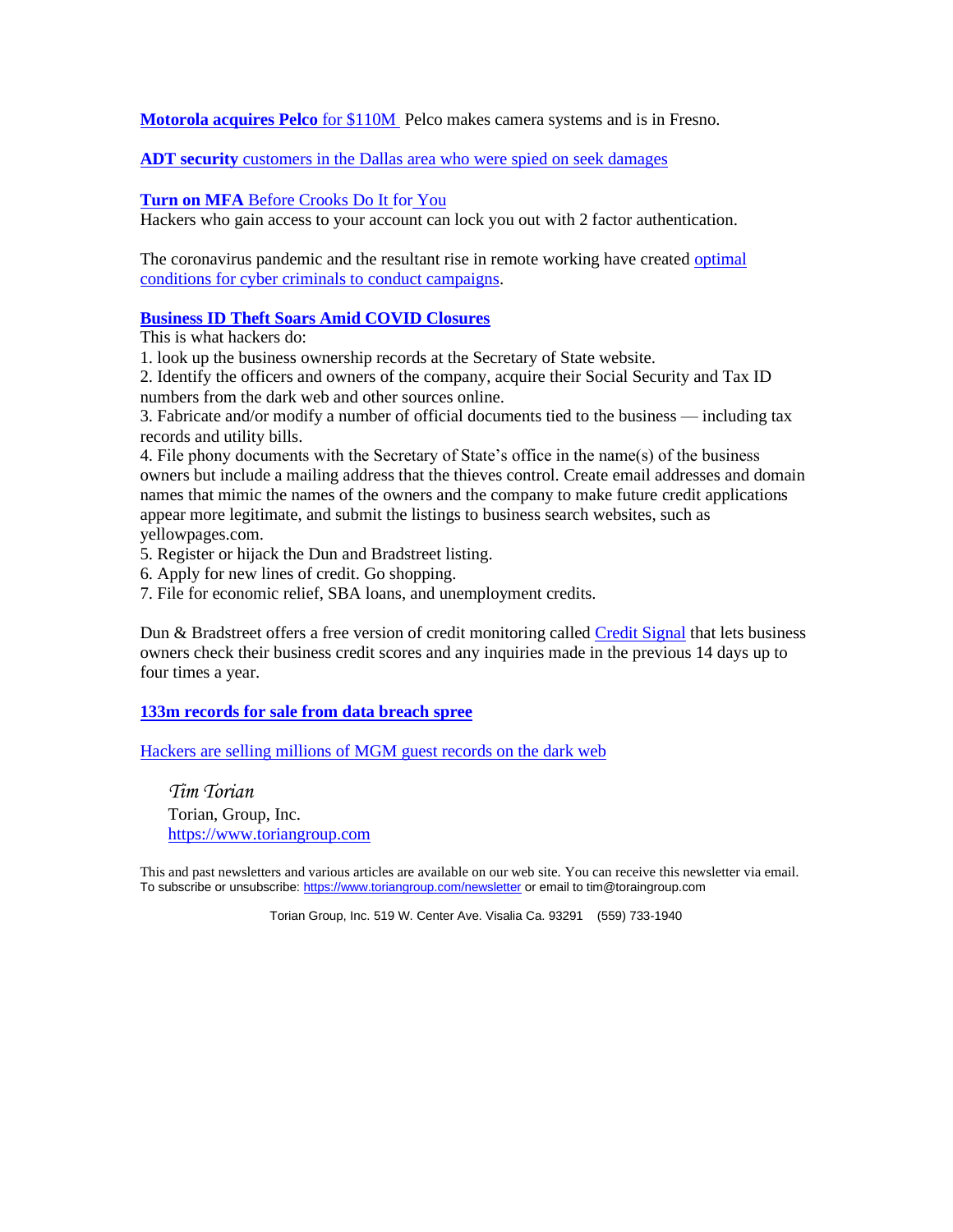**Motorola acquires Pelco** for $110M Pelco makes camera systems and is in Fresno.

**ADT security** customers in the Dallas area who were spied on seek damages

**Turn on MFA** Before Crooks Do It for You
Hackers who gain access to your account can lock you out with 2 factor authentication.

The coronavirus pandemic and the resultant rise in remote working have created optimal conditions for cyber criminals to conduct campaigns.

**Business ID Theft Soars Amid COVID Closures**
This is what hackers do:
1. look up the business ownership records at the Secretary of State website.
2. Identify the officers and owners of the company, acquire their Social Security and Tax ID numbers from the dark web and other sources online.
3. Fabricate and/or modify a number of official documents tied to the business — including tax records and utility bills.
4. File phony documents with the Secretary of State's office in the name(s) of the business owners but include a mailing address that the thieves control. Create email addresses and domain names that mimic the names of the owners and the company to make future credit applications appear more legitimate, and submit the listings to business search websites, such as yellowpages.com.
5. Register or hijack the Dun and Bradstreet listing.
6. Apply for new lines of credit. Go shopping.
7. File for economic relief, SBA loans, and unemployment credits.

Dun & Bradstreet offers a free version of credit monitoring called Credit Signal that lets business owners check their business credit scores and any inquiries made in the previous 14 days up to four times a year.

**133m records for sale from data breach spree**

Hackers are selling millions of MGM guest records on the dark web

*Tim Torian*
Torian, Group, Inc.
https://www.toriangroup.com

This and past newsletters and various articles are available on our web site. You can receive this newsletter via email.
To subscribe or unsubscribe: https://www.toriangroup.com/newsletter or email to tim@toraingroup.com

Torian Group, Inc. 519 W. Center Ave. Visalia Ca. 93291 (559) 733-1940